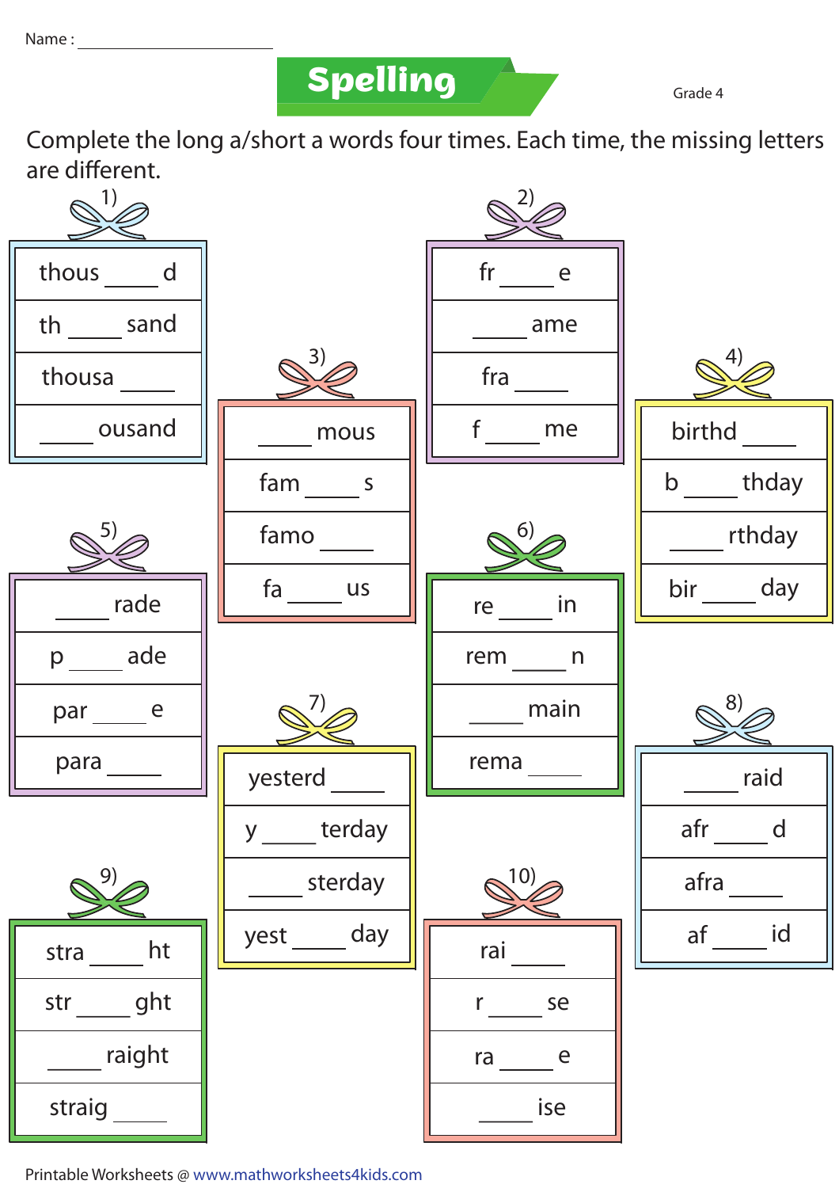Name : ____________________

# Spelling

Grade 4

Complete the long a/short a words four times. Each time, the missing letters are different.

**1)**

| |
|---|
| thous ____ d |
| th ____ sand |
| thousa ____ |
| ____ ousand |

**2)**

| |
|---|
| fr ____ e |
| ____ ame |
| fra ____ |
| f ____ me |

**3)**

| |
|---|
| ____ mous |
| fam ____ s |
| famo ____ |
| fa ____ us |

**4)**

| |
|---|
| birthd ____ |
| b ____ thday |
| ____ rthday |
| bir ____ day |

**5)**

| |
|---|
| ____ rade |
| p ____ ade |
| par ____ e |
| para ____ |

**6)**

| |
|---|
| re ____ in |
| rem ____ n |
| ____ main |
| rema ____ |

**7)**

| |
|---|
| yesterd ____ |
| y ____ terday |
| ____ sterday |
| yest ____ day |

**8)**

| |
|---|
| ____ raid |
| afr ____ d |
| afra ____ |
| af ____ id |

**9)**

| |
|---|
| stra ____ ht |
| str ____ ght |
| ____ raight |
| straig ____ |

**10)**

| |
|---|
| rai ____ |
| r ____ se |
| ra ____ e |
| ____ ise |

Printable Worksheets @ www.mathworksheets4kids.com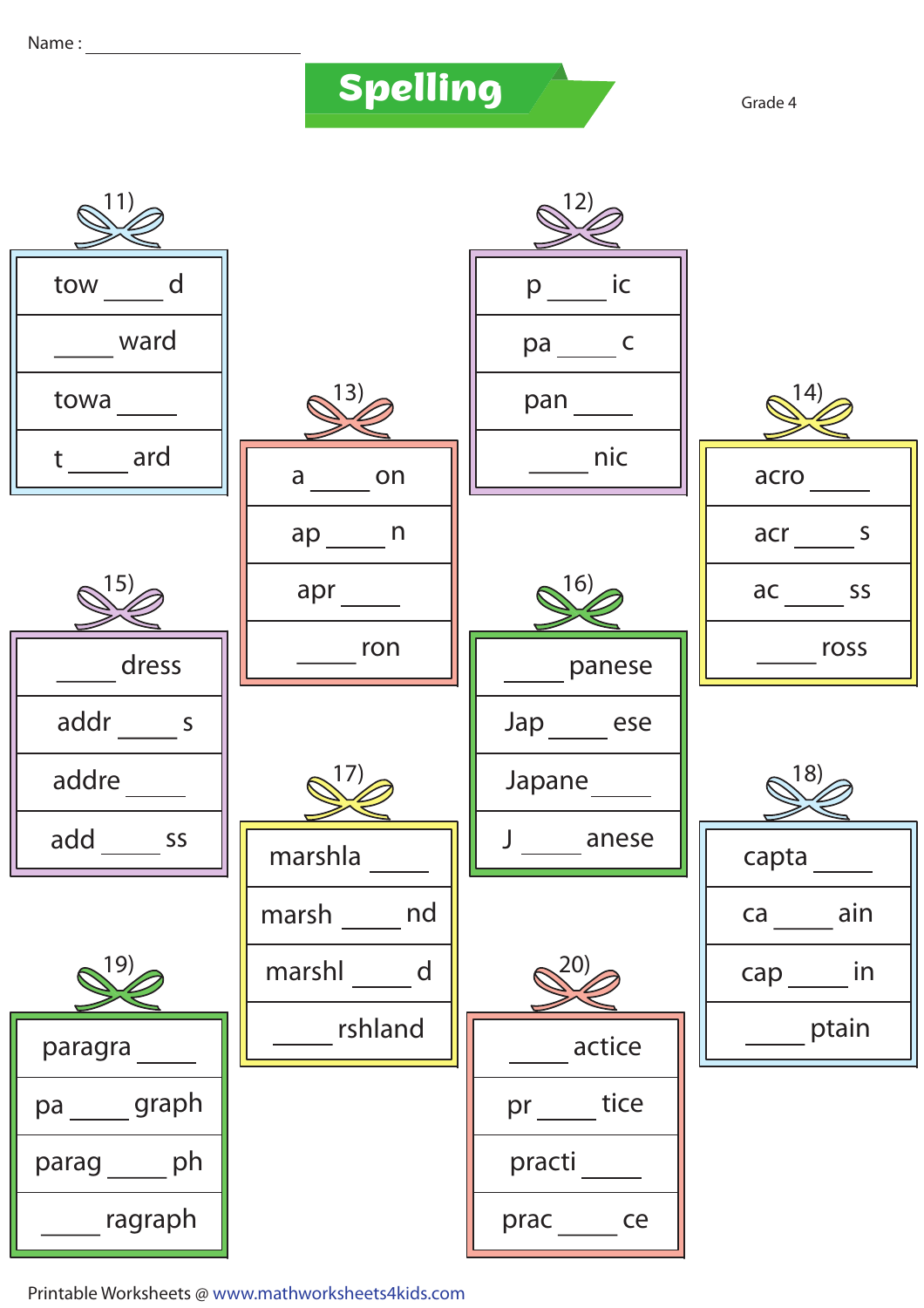Name : ____________________

# Spelling

Grade 4

**11)**

| tow ____ d |
|---|
| ____ ward |
| towa ____ |
| t ____ ard |

**12)**

| p ____ ic |
|---|
| pa ____ c |
| pan ____ |
| ____ nic |

**13)**

| a ____ on |
|---|
| ap ____ n |
| apr ____ |
| ____ ron |

**14)**

| acro ____ |
|---|
| acr ____ s |
| ac ____ ss |
| ____ ross |

**15)**

| ____ dress |
|---|
| addr ____ s |
| addre ____ |
| add ____ ss |

**16)**

| ____ panese |
|---|
| Jap ____ ese |
| Japane ____ |
| J ____ anese |

**17)**

| marshla ____ |
|---|
| marsh ____ nd |
| marshl ____ d |
| ____ rshland |

**18)**

| capta ____ |
|---|
| ca ____ ain |
| cap ____ in |
| ____ ptain |

**19)**

| paragra ____ |
|---|
| pa ____ graph |
| parag ____ ph |
| ____ ragraph |

**20)**

| ____ actice |
|---|
| pr ____ tice |
| practi ____ |
| prac ____ ce |

Printable Worksheets @ www.mathworksheets4kids.com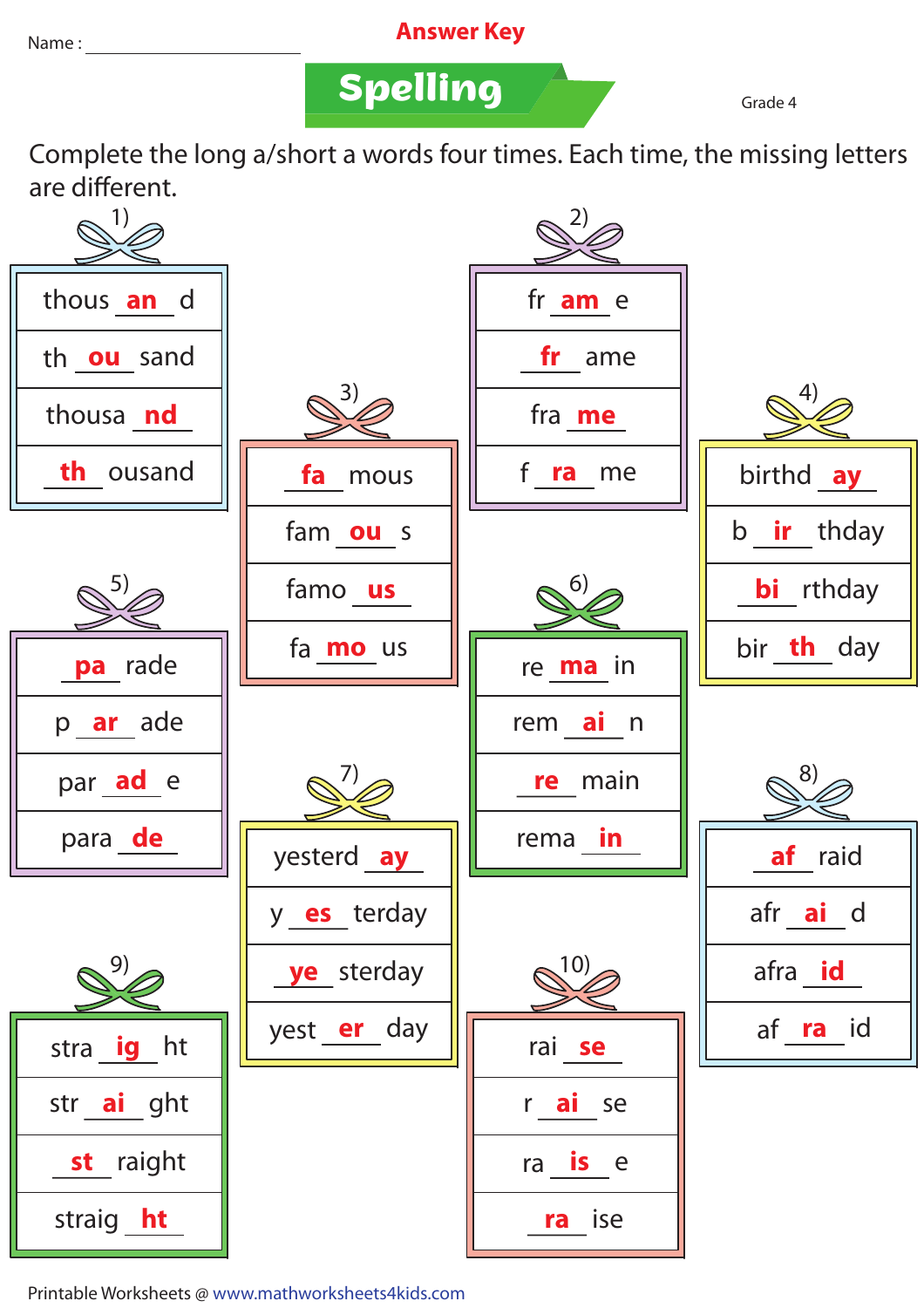Name : ____________________

**Answer Key**

# Spelling

Grade 4

Complete the long a/short a words four times. Each time, the missing letters are different.

**1)**

- thous **an** d
- th **ou** sand
- thousa **nd**
- **th** ousand

**2)**

- fr **am** e
- **fr** ame
- fra **me**
- f **ra** me

**3)**

- **fa** mous
- fam **ou** s
- famo **us**
- fa **mo** us

**4)**

- birthd **ay**
- b **ir** thday
- **bi** rthday
- bir **th** day

**5)**

- **pa** rade
- p **ar** ade
- par **ad** e
- para **de**

**6)**

- re **ma** in
- rem **ai** n
- **re** main
- rema **in**

**7)**

- yesterd **ay**
- y **es** terday
- **ye** sterday
- yest **er** day

**8)**

- **af** raid
- afr **ai** d
- afra **id**
- af **ra** id

**9)**

- stra **ig** ht
- str **ai** ght
- **st** raight
- straig **ht**

**10)**

- rai **se**
- r **ai** se
- ra **is** e
- **ra** ise

Printable Worksheets @ www.mathworksheets4kids.com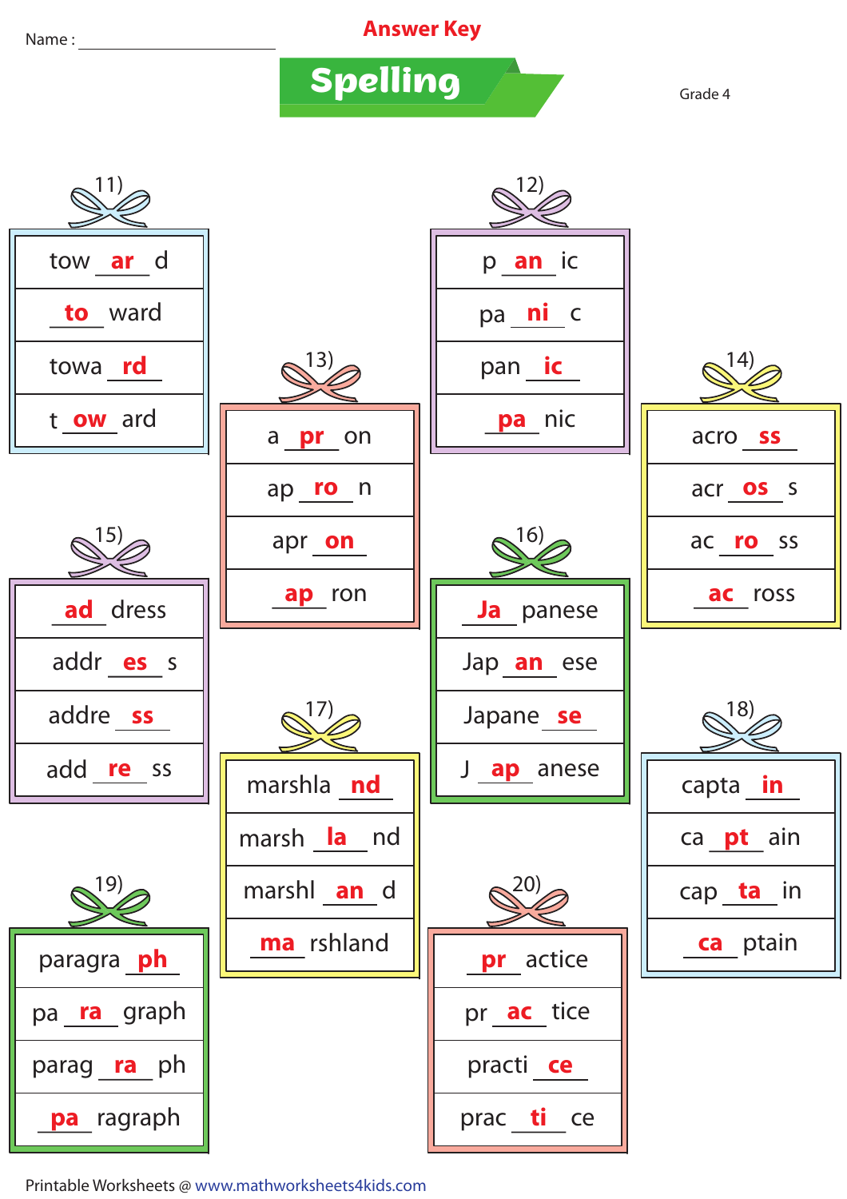Name : ____________________

**Answer Key**

# Spelling

Grade 4

11)

| |
|---|
| tow **ar** d |
| **to** ward |
| towa **rd** |
| t **ow** ard |

12)

| |
|---|
| p **an** ic |
| pa **ni** c |
| pan **ic** |
| **pa** nic |

13)

| |
|---|
| a **pr** on |
| ap **ro** n |
| apr **on** |
| **ap** ron |

14)

| |
|---|
| acro **ss** |
| acr **os** s |
| ac **ro** ss |
| **ac** ross |

15)

| |
|---|
| **ad** dress |
| addr **es** s |
| addre **ss** |
| add **re** ss |

16)

| |
|---|
| **Ja** panese |
| Jap **an** ese |
| Japane **se** |
| J **ap** anese |

17)

| |
|---|
| marshla **nd** |
| marsh **la** nd |
| marshl **an** d |
| **ma** rshland |

18)

| |
|---|
| capta **in** |
| ca **pt** ain |
| cap **ta** in |
| **ca** ptain |

19)

| |
|---|
| paragra **ph** |
| pa **ra** graph |
| parag **ra** ph |
| **pa** ragraph |

20)

| |
|---|
| **pr** actice |
| pr **ac** tice |
| practi **ce** |
| prac **ti** ce |

Printable Worksheets @ www.mathworksheets4kids.com